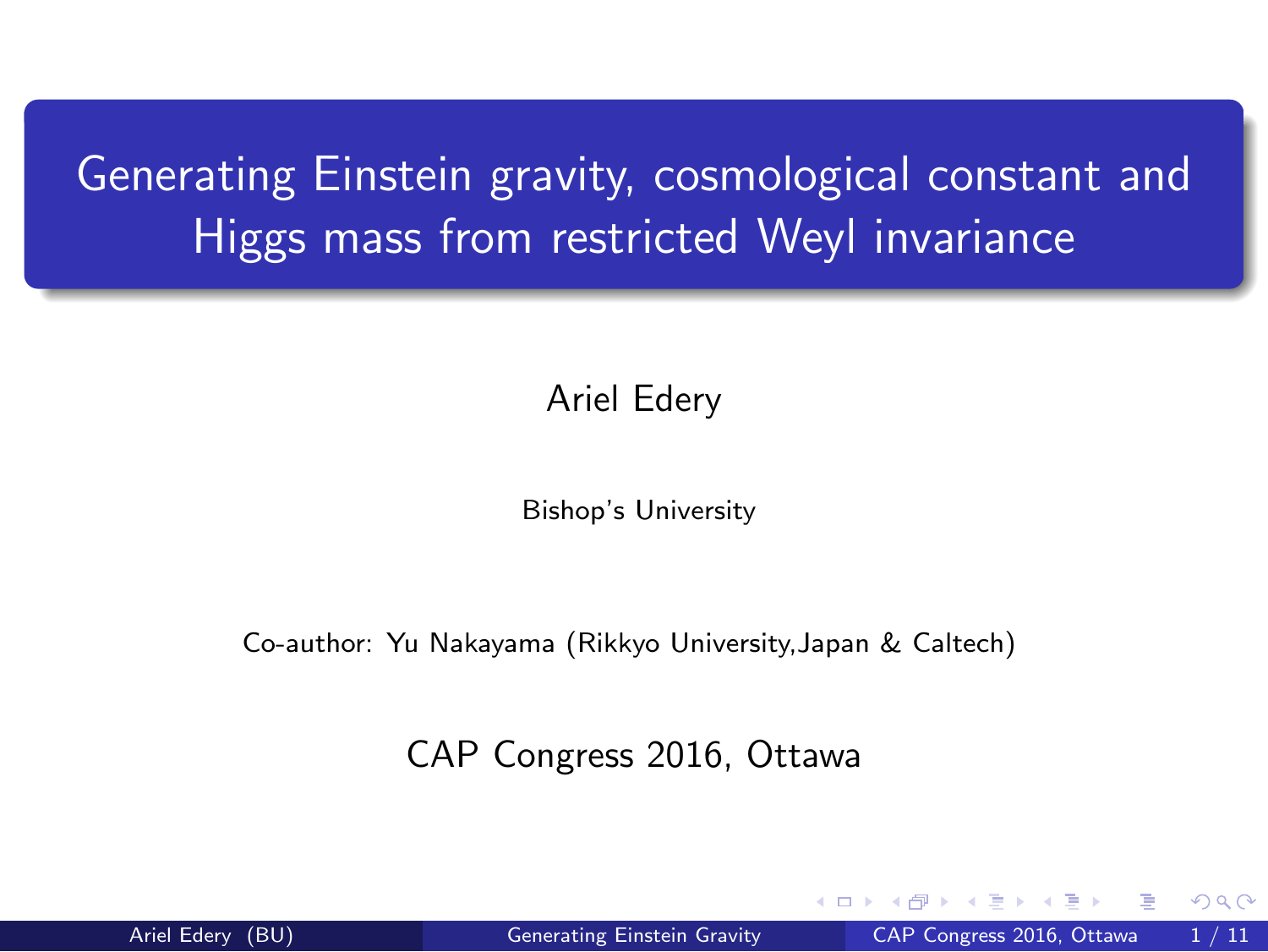# Generating Einstein gravity, cosmological constant and Higgs mass from restricted Weyl invariance

Ariel Edery

Bishop's University

Co-author: Yu Nakayama (Rikkyo University,Japan & Caltech)

CAP Congress 2016, Ottawa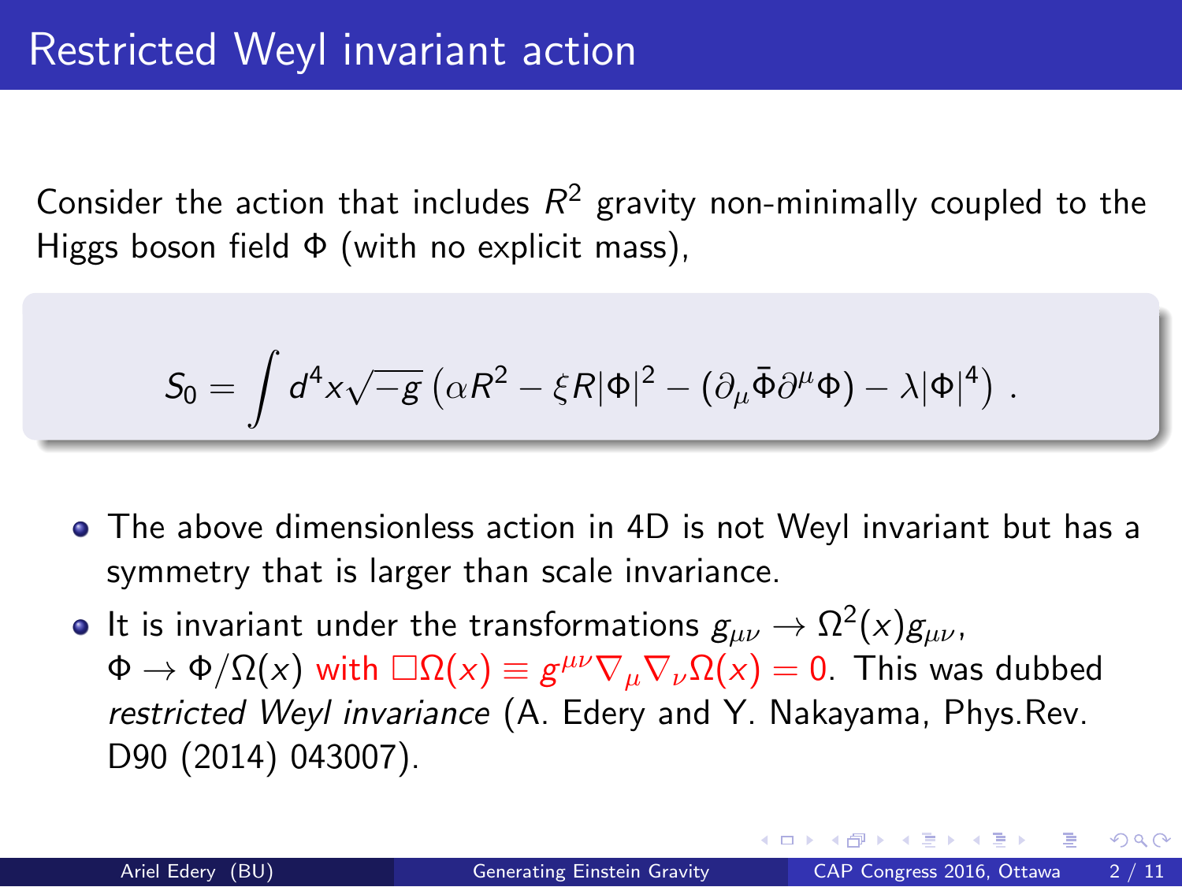# Restricted Weyl invariant action

Consider the action that includes $R^2$ gravity non-minimally coupled to the Higgs boson field $\Phi$ (with no explicit mass),

$$S_0 = \int d^4x\sqrt{-g}\left(\alpha R^2 - \xi R|\Phi|^2 - (\partial_\mu \bar{\Phi}\partial^\mu \Phi) - \lambda|\Phi|^4\right) .$$

- The above dimensionless action in 4D is not Weyl invariant but has a symmetry that is larger than scale invariance.
- It is invariant under the transformations $g_{\mu\nu} \to \Omega^2(x) g_{\mu\nu}$, $\Phi \to \Phi/\Omega(x)$ with $\Box\Omega(x) \equiv g^{\mu\nu}\nabla_\mu\nabla_\nu\Omega(x) = 0$. This was dubbed *restricted Weyl invariance* (A. Edery and Y. Nakayama, Phys.Rev. D90 (2014) 043007).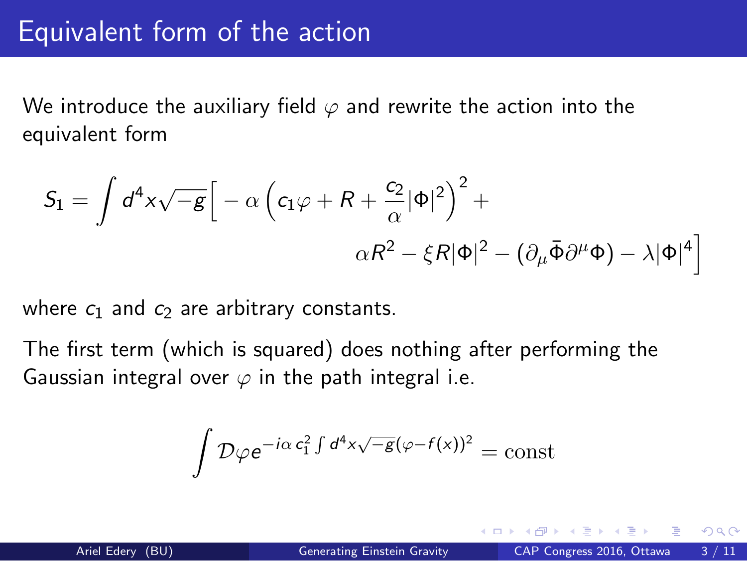# Equivalent form of the action

We introduce the auxiliary field $\varphi$ and rewrite the action into the equivalent form

$$S_1 = \int d^4x\sqrt{-g}\Big[ -\alpha\left(c_1\varphi + R + \frac{c_2}{\alpha}|\Phi|^2\right)^2 + \alpha R^2 - \xi R|\Phi|^2 - (\partial_\mu\bar{\Phi}\partial^\mu\Phi) - \lambda|\Phi|^4\Big]$$

where $c_1$ and $c_2$ are arbitrary constants.

The first term (which is squared) does nothing after performing the Gaussian integral over $\varphi$ in the path integral i.e.

$$\int \mathcal{D}\varphi e^{-i\alpha\, c_1^2 \int d^4x\sqrt{-g}(\varphi - f(x))^2} = \mathrm{const}$$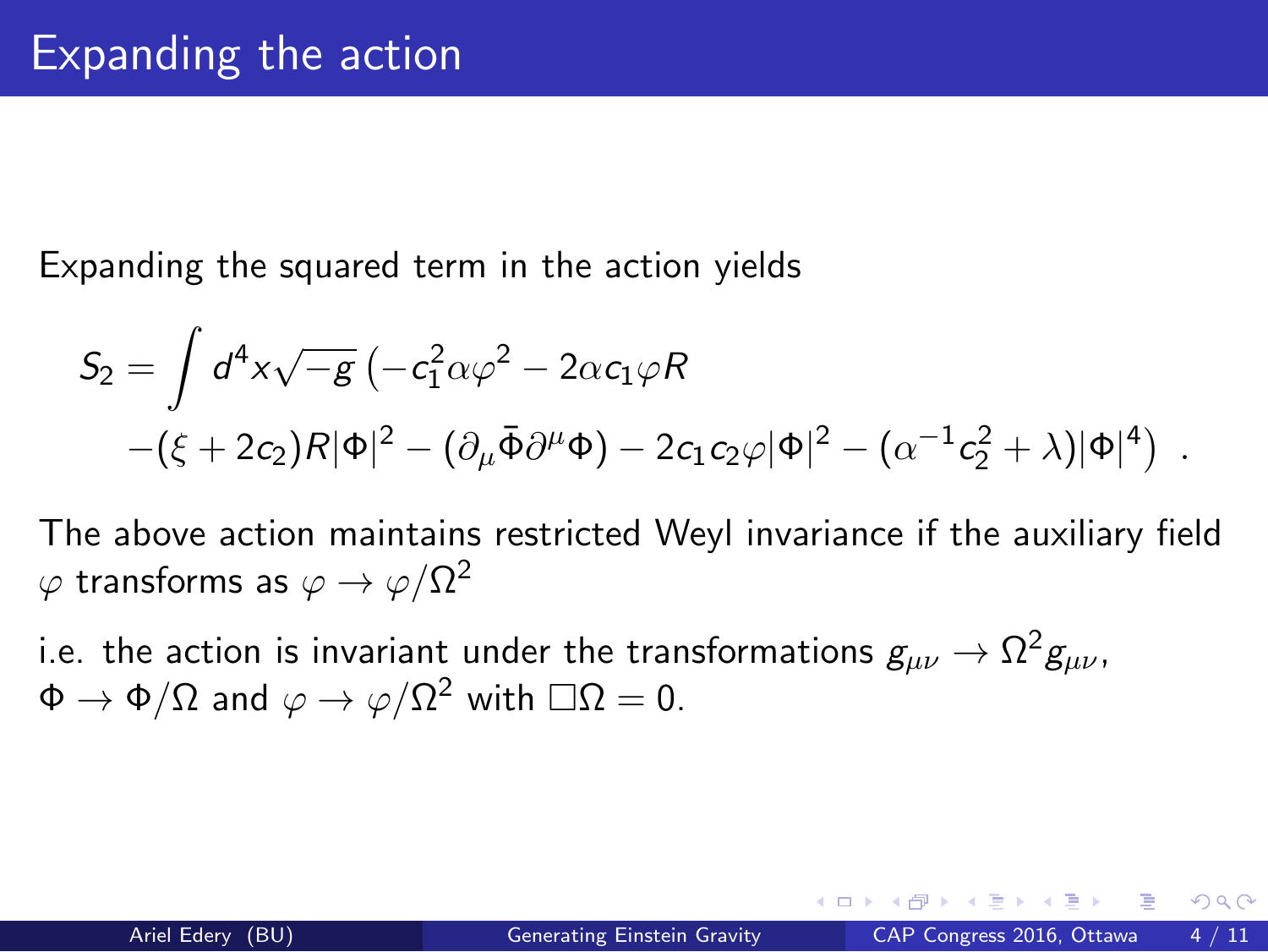# Expanding the action

Expanding the squared term in the action yields

$$
\begin{aligned}
S_2 = \int d^4x\sqrt{-g}\,\big(&-c_1^2\alpha\varphi^2 - 2\alpha c_1\varphi R \\
&-(\xi + 2c_2)R|\Phi|^2 - (\partial_\mu\bar{\Phi}\partial^\mu\Phi) - 2c_1c_2\varphi|\Phi|^2 - (\alpha^{-1}c_2^2 + \lambda)|\Phi|^4\big) \ .
\end{aligned}
$$

The above action maintains restricted Weyl invariance if the auxiliary field $\varphi$ transforms as $\varphi \to \varphi/\Omega^2$

i.e. the action is invariant under the transformations $g_{\mu\nu} \to \Omega^2 g_{\mu\nu}$, $\Phi \to \Phi/\Omega$ and $\varphi \to \varphi/\Omega^2$ with $\Box\Omega = 0$.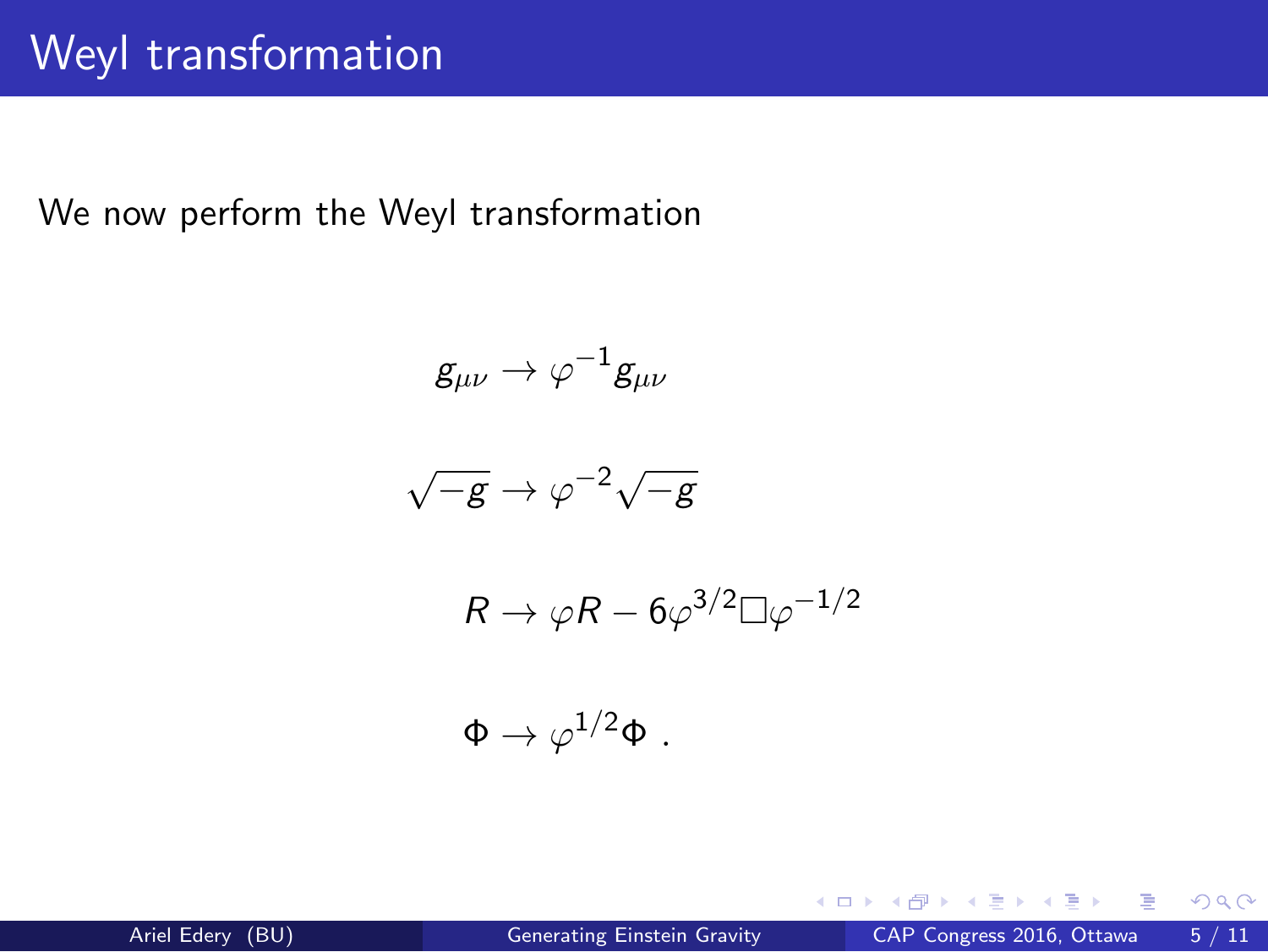# Weyl transformation

We now perform the Weyl transformation

$$g_{\mu\nu} \to \varphi^{-1} g_{\mu\nu}$$

$$\sqrt{-g} \to \varphi^{-2} \sqrt{-g}$$

$$R \to \varphi R - 6\varphi^{3/2} \Box \varphi^{-1/2}$$

$$\Phi \to \varphi^{1/2} \Phi \ .$$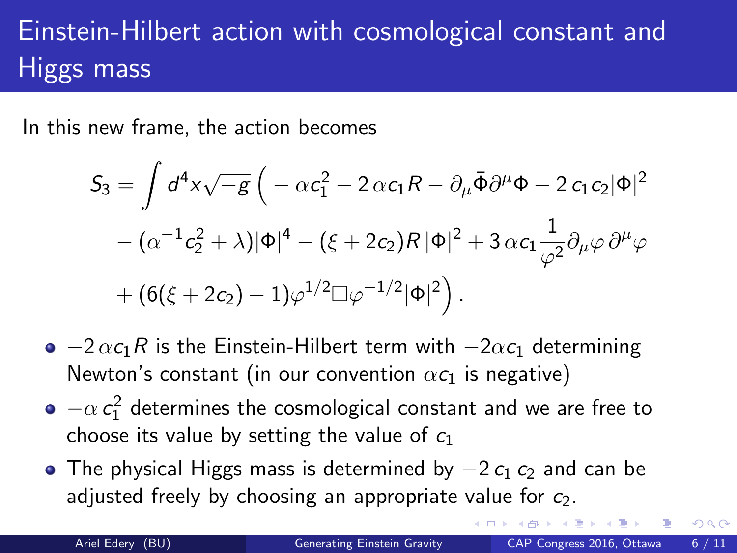# Einstein-Hilbert action with cosmological constant and Higgs mass

In this new frame, the action becomes

$$
\begin{aligned}
S_3 = \int d^4x\sqrt{-g}\,\Big( & -\alpha c_1^2 - 2\,\alpha c_1 R - \partial_\mu\bar{\Phi}\partial^\mu\Phi - 2\,c_1 c_2|\Phi|^2 \\
& - (\alpha^{-1}c_2^2 + \lambda)|\Phi|^4 - (\xi + 2c_2)R\,|\Phi|^2 + 3\,\alpha c_1 \frac{1}{\varphi^2}\partial_\mu\varphi\,\partial^\mu\varphi \\
& + (6(\xi + 2c_2) - 1)\varphi^{1/2}\Box\varphi^{-1/2}|\Phi|^2\Big)\,.
\end{aligned}
$$

- $-2\,\alpha c_1 R$ is the Einstein-Hilbert term with $-2\alpha c_1$ determining Newton's constant (in our convention $\alpha c_1$ is negative)
- $-\alpha\, c_1^2$ determines the cosmological constant and we are free to choose its value by setting the value of $c_1$
- The physical Higgs mass is determined by $-2\,c_1\,c_2$ and can be adjusted freely by choosing an appropriate value for $c_2$.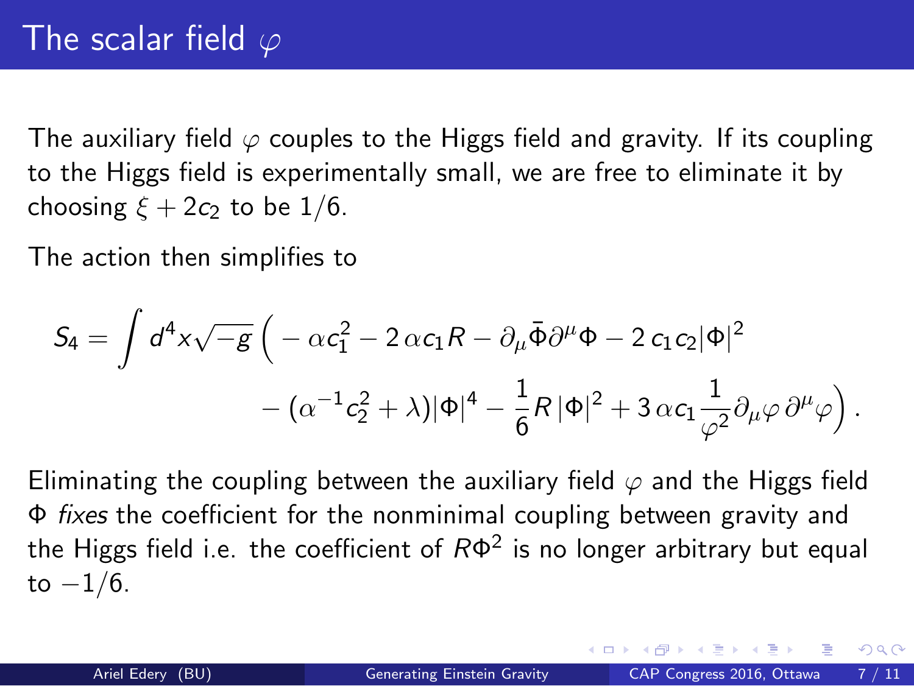# The scalar field $\varphi$

The auxiliary field $\varphi$ couples to the Higgs field and gravity. If its coupling to the Higgs field is experimentally small, we are free to eliminate it by choosing $\xi + 2c_2$ to be $1/6$.

The action then simplifies to

$$
\begin{aligned}
S_4 = \int d^4x\sqrt{-g}\,\Big( & -\alpha c_1^2 - 2\,\alpha c_1 R - \partial_\mu \bar{\Phi}\partial^\mu \Phi - 2\,c_1 c_2 |\Phi|^2 \\
& - (\alpha^{-1} c_2^2 + \lambda)|\Phi|^4 - \frac{1}{6} R\,|\Phi|^2 + 3\,\alpha c_1 \frac{1}{\varphi^2}\partial_\mu\varphi\,\partial^\mu\varphi \Big)\,.
\end{aligned}
$$

Eliminating the coupling between the auxiliary field $\varphi$ and the Higgs field $\Phi$ *fixes* the coefficient for the nonminimal coupling between gravity and the Higgs field i.e. the coefficient of $R\Phi^2$ is no longer arbitrary but equal to $-1/6$.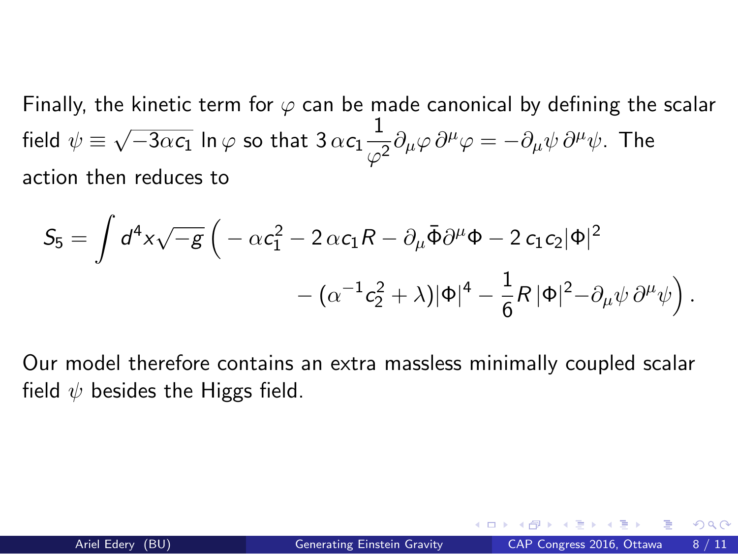Finally, the kinetic term for $\varphi$ can be made canonical by defining the scalar field $\psi \equiv \sqrt{-3\alpha c_1}\ln\varphi$ so that $3\,\alpha c_1 \dfrac{1}{\varphi^2}\partial_\mu\varphi\,\partial^\mu\varphi = -\partial_\mu\psi\,\partial^\mu\psi$. The action then reduces to

$$
\begin{aligned}
S_5 = \int d^4x\sqrt{-g}\,\Big( & -\alpha c_1^2 - 2\,\alpha c_1 R - \partial_\mu\bar{\Phi}\partial^\mu\Phi - 2\,c_1 c_2|\Phi|^2 \\
& - (\alpha^{-1}c_2^2 + \lambda)|\Phi|^4 - \frac{1}{6}R\,|\Phi|^2 - \partial_\mu\psi\,\partial^\mu\psi\Big)\,.
\end{aligned}
$$

Our model therefore contains an extra massless minimally coupled scalar field $\psi$ besides the Higgs field.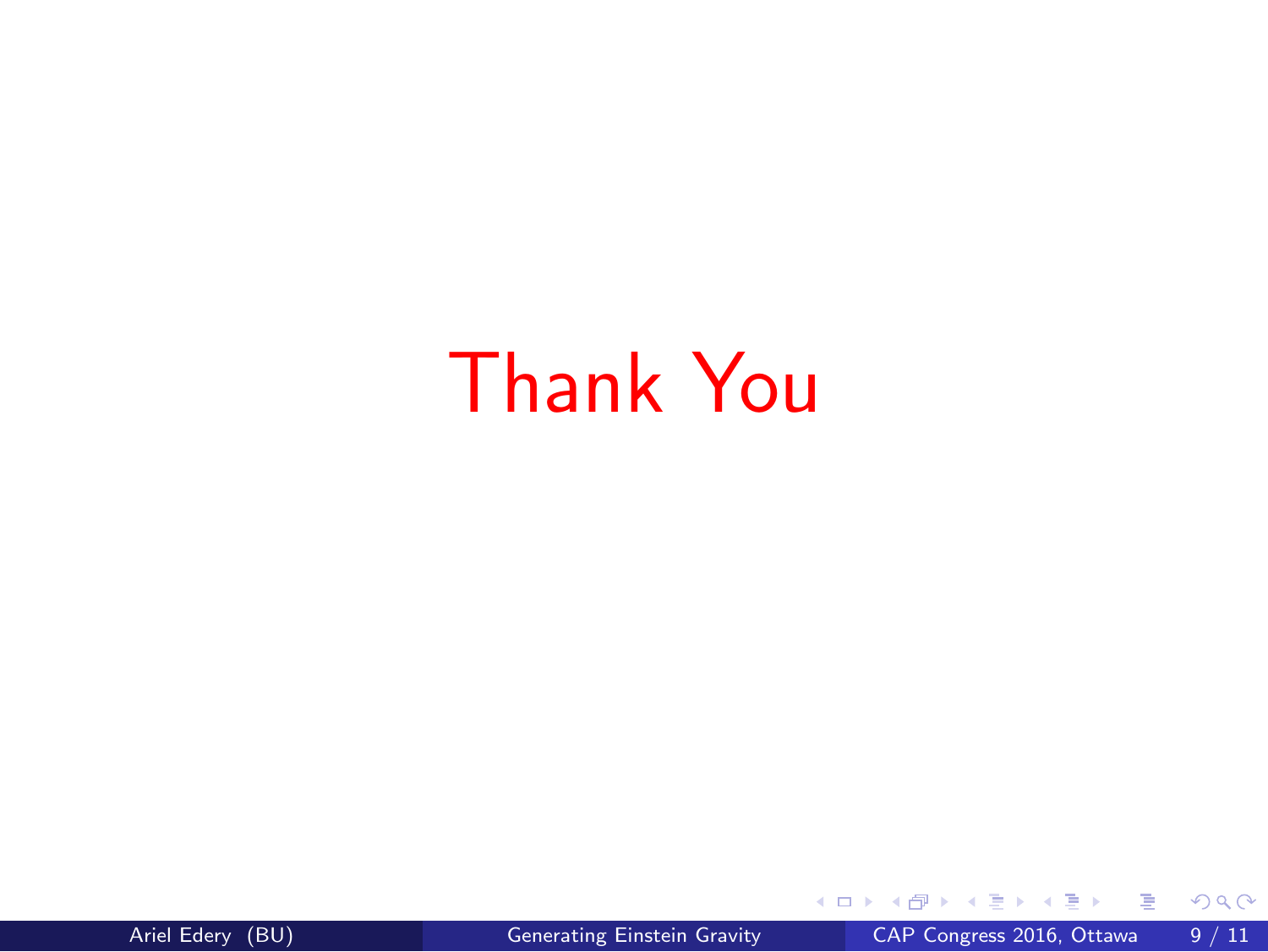# Thank You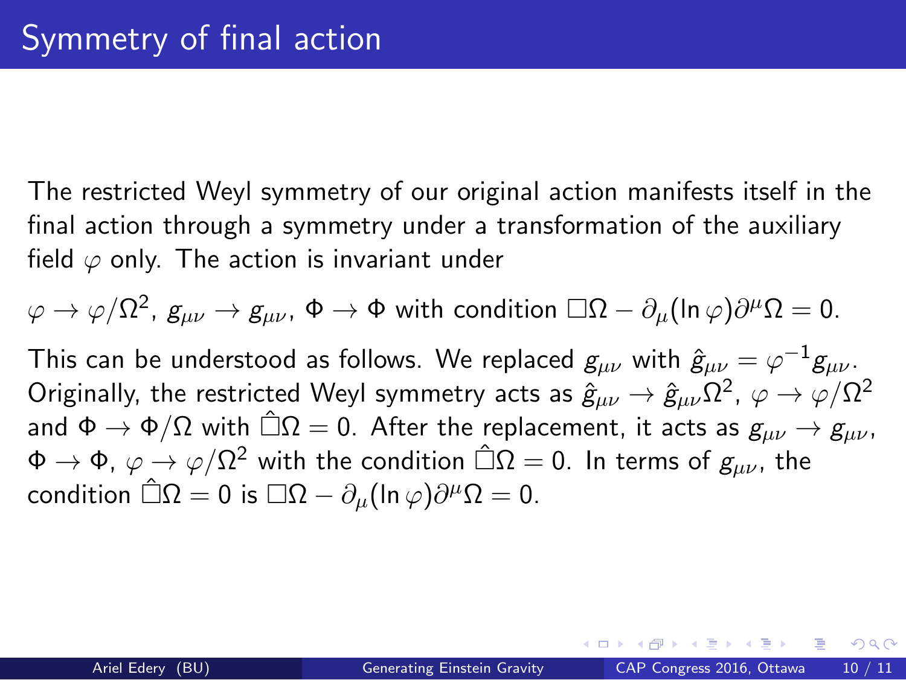# Symmetry of final action

The restricted Weyl symmetry of our original action manifests itself in the final action through a symmetry under a transformation of the auxiliary field $\varphi$ only. The action is invariant under

$\varphi \to \varphi/\Omega^2$, $g_{\mu\nu} \to g_{\mu\nu}$, $\Phi \to \Phi$ with condition $\Box\Omega - \partial_\mu(\ln\varphi)\partial^\mu\Omega = 0$.

This can be understood as follows. We replaced $g_{\mu\nu}$ with $\hat{g}_{\mu\nu} = \varphi^{-1} g_{\mu\nu}$. Originally, the restricted Weyl symmetry acts as $\hat{g}_{\mu\nu} \to \hat{g}_{\mu\nu}\Omega^2$, $\varphi \to \varphi/\Omega^2$ and $\Phi \to \Phi/\Omega$ with $\hat{\Box}\Omega = 0$. After the replacement, it acts as $g_{\mu\nu} \to g_{\mu\nu}$, $\Phi \to \Phi$, $\varphi \to \varphi/\Omega^2$ with the condition $\hat{\Box}\Omega = 0$. In terms of $g_{\mu\nu}$, the condition $\hat{\Box}\Omega = 0$ is $\Box\Omega - \partial_\mu(\ln\varphi)\partial^\mu\Omega = 0$.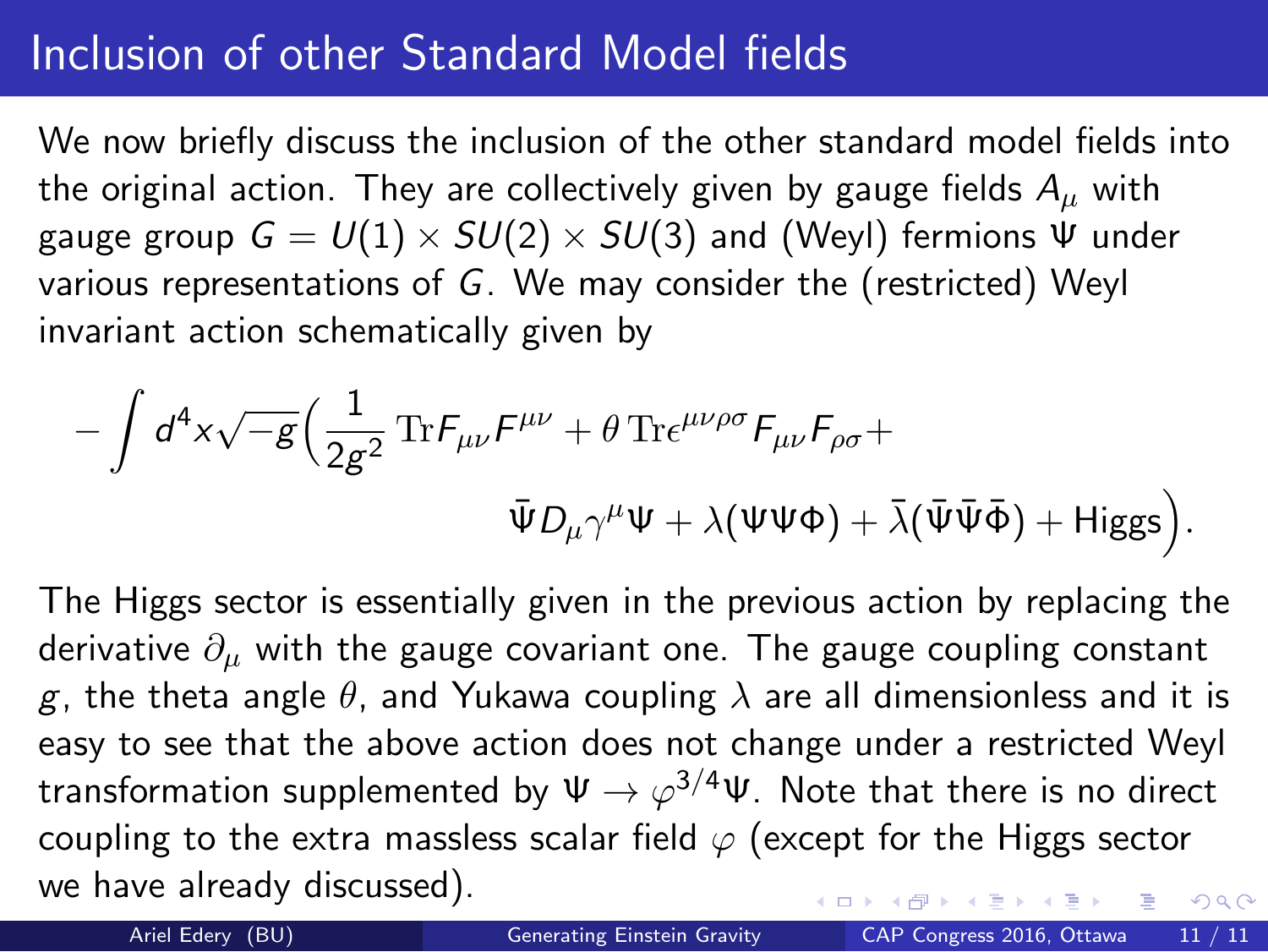# Inclusion of other Standard Model fields

We now briefly discuss the inclusion of the other standard model fields into the original action. They are collectively given by gauge fields $A_\mu$ with gauge group $G = U(1) \times SU(2) \times SU(3)$ and (Weyl) fermions $\Psi$ under various representations of $G$. We may consider the (restricted) Weyl invariant action schematically given by

$$-\int d^4x\sqrt{-g}\Big(\frac{1}{2g^2}\,\mathrm{Tr}F_{\mu\nu}F^{\mu\nu} + \theta\,\mathrm{Tr}\epsilon^{\mu\nu\rho\sigma}F_{\mu\nu}F_{\rho\sigma} + \bar{\Psi}D_\mu\gamma^\mu\Psi + \lambda(\Psi\Psi\Phi) + \bar{\lambda}(\bar{\Psi}\bar{\Psi}\bar{\Phi}) + \text{Higgs}\Big).$$

The Higgs sector is essentially given in the previous action by replacing the derivative $\partial_\mu$ with the gauge covariant one. The gauge coupling constant $g$, the theta angle $\theta$, and Yukawa coupling $\lambda$ are all dimensionless and it is easy to see that the above action does not change under a restricted Weyl transformation supplemented by $\Psi \to \varphi^{3/4}\Psi$. Note that there is no direct coupling to the extra massless scalar field $\varphi$ (except for the Higgs sector we have already discussed).